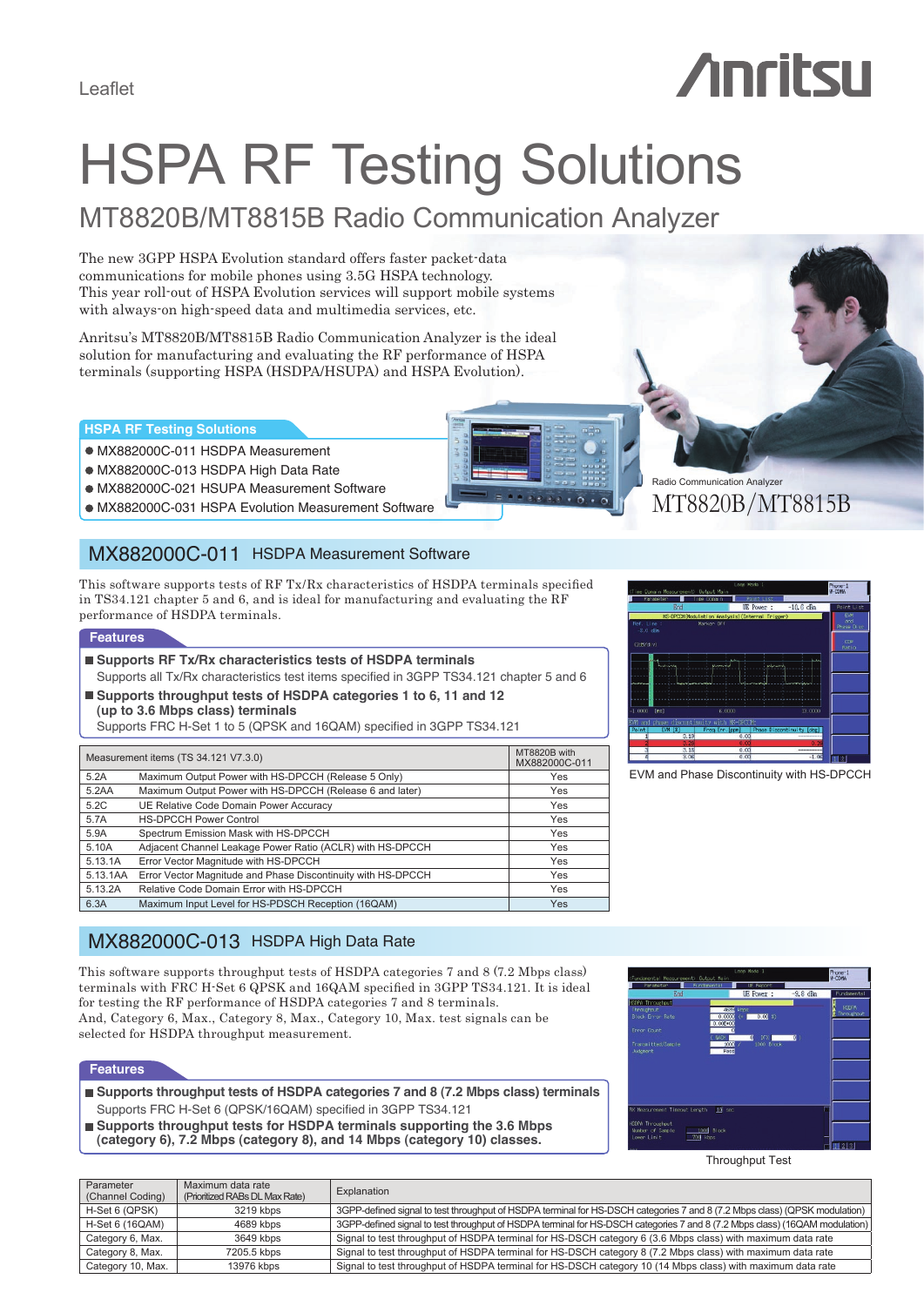Leaflet

# HSPA RF Testing Solutions

## MT8820B/MT8815B Radio Communication Analyzer

The new 3GPP HSPA Evolution standard offers faster packet-data communications for mobile phones using 3.5G HSPA technology. This year roll-out of HSPA Evolution services will support mobile systems with always-on high-speed data and multimedia services, etc.

Anritsu's MT8820B/MT8815B Radio Communication Analyzer is the ideal solution for manufacturing and evaluating the RF performance of HSPA terminals (supporting HSPA (HSDPA/HSUPA) and HSPA Evolution).

**HSPA RF Testing Solutions**

- MX882000C-011 HSDPA Measurement
- MX882000C-013 HSDPA High Data Rate
- MX882000C-021 HSUPA Measurement Software
- MX882000C-031 HSPA Evolution Measurement Software

Radio Communication Analyzer
MT8820B/MT8815B

## MX882000C-011 HSDPA Measurement Software

This software supports tests of RF Tx/Rx characteristics of HSDPA terminals specified in TS34.121 chapter 5 and 6, and is ideal for manufacturing and evaluating the RF performance of HSDPA terminals.

### Features

- **Supports RF Tx/Rx characteristics tests of HSDPA terminals**
  Supports all Tx/Rx characteristics test items specified in 3GPP TS34.121 chapter 5 and 6
- **Supports throughput tests of HSDPA categories 1 to 6, 11 and 12 (up to 3.6 Mbps class) terminals**
  Supports FRC H-Set 1 to 5 (QPSK and 16QAM) specified in 3GPP TS34.121

| Measurement items (TS 34.121 V7.3.0) | | MT8820B with MX882000C-011 |
|---|---|---|
| 5.2A | Maximum Output Power with HS-DPCCH (Release 5 Only) | Yes |
| 5.2AA | Maximum Output Power with HS-DPCCH (Release 6 and later) | Yes |
| 5.2C | UE Relative Code Domain Power Accuracy | Yes |
| 5.7A | HS-DPCCH Power Control | Yes |
| 5.9A | Spectrum Emission Mask with HS-DPCCH | Yes |
| 5.10A | Adjacent Channel Leakage Power Ratio (ACLR) with HS-DPCCH | Yes |
| 5.13.1A | Error Vector Magnitude with HS-DPCCH | Yes |
| 5.13.1AA | Error Vector Magnitude and Phase Discontinuity with HS-DPCCH | Yes |
| 5.13.2A | Relative Code Domain Error with HS-DPCCH | Yes |
| 6.3A | Maximum Input Level for HS-PDSCH Reception (16QAM) | Yes |

EVM and Phase Discontinuity with HS-DPCCH

## MX882000C-013 HSDPA High Data Rate

This software supports throughput tests of HSDPA categories 7 and 8 (7.2 Mbps class) terminals with FRC H-Set 6 QPSK and 16QAM specified in 3GPP TS34.121. It is ideal for testing the RF performance of HSDPA categories 7 and 8 terminals.
And, Category 6, Max., Category 8, Max., Category 10, Max. test signals can be selected for HSDPA throughput measurement.

### Features

- **Supports throughput tests of HSDPA categories 7 and 8 (7.2 Mbps class) terminals**
  Supports FRC H-Set 6 (QPSK/16QAM) specified in 3GPP TS34.121
- **Supports throughput tests for HSDPA terminals supporting the 3.6 Mbps (category 6), 7.2 Mbps (category 8), and 14 Mbps (category 10) classes.**

Throughput Test

| Parameter (Channel Coding) | Maximum data rate (Prioritized RABs DL Max Rate) | Explanation |
|---|---|---|
| H-Set 6 (QPSK) | 3219 kbps | 3GPP-defined signal to test throughput of HSDPA terminal for HS-DSCH categories 7 and 8 (7.2 Mbps class) (QPSK modulation) |
| H-Set 6 (16QAM) | 4689 kbps | 3GPP-defined signal to test throughput of HSDPA terminal for HS-DSCH categories 7 and 8 (7.2 Mbps class) (16QAM modulation) |
| Category 6, Max. | 3649 kbps | Signal to test throughput of HSDPA terminal for HS-DSCH category 6 (3.6 Mbps class) with maximum data rate |
| Category 8, Max. | 7205.5 kbps | Signal to test throughput of HSDPA terminal for HS-DSCH category 8 (7.2 Mbps class) with maximum data rate |
| Category 10, Max. | 13976 kbps | Signal to test throughput of HSDPA terminal for HS-DSCH category 10 (14 Mbps class) with maximum data rate |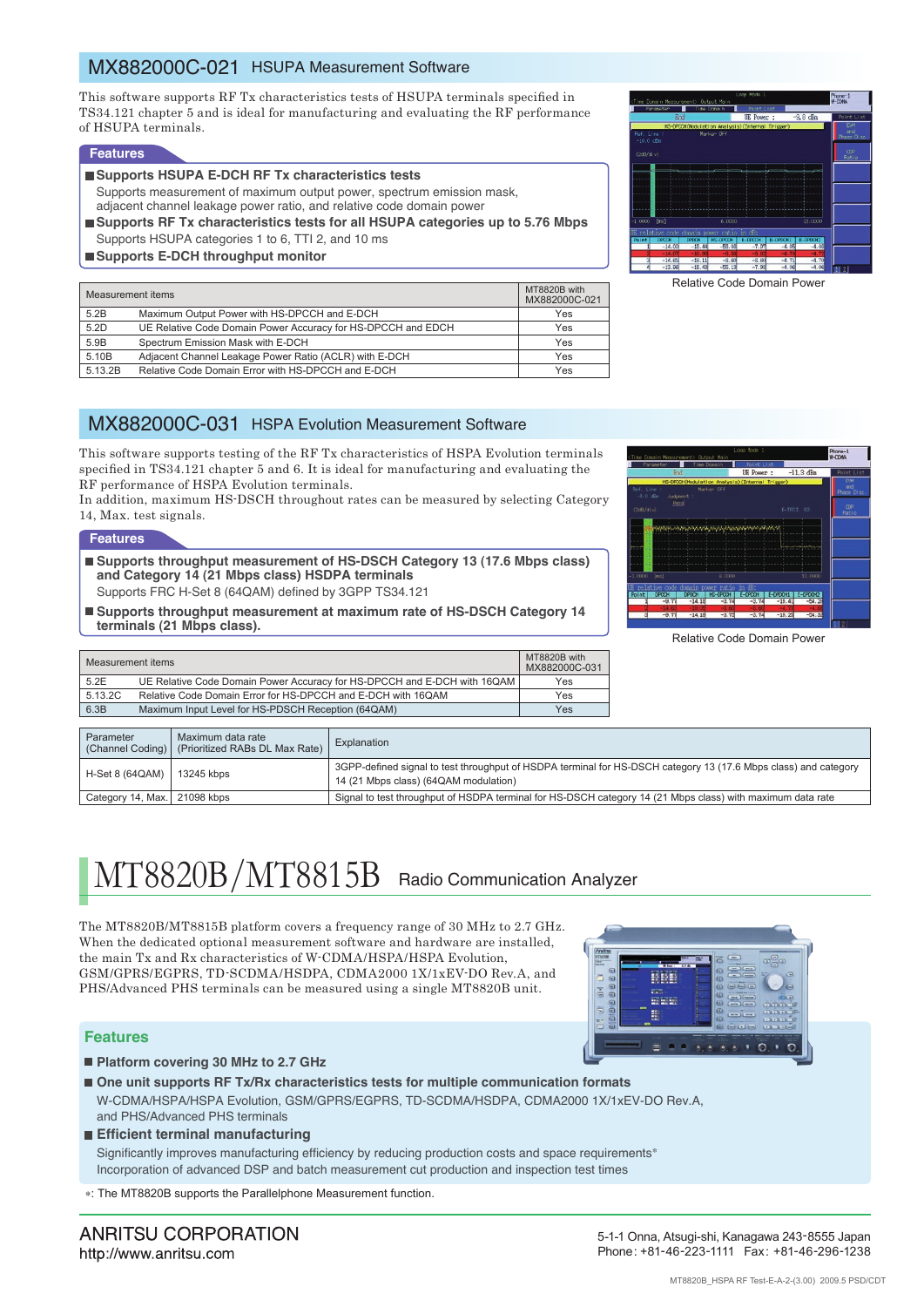## MX882000C-021 HSUPA Measurement Software

This software supports RF Tx characteristics tests of HSUPA terminals specified in TS34.121 chapter 5 and is ideal for manufacturing and evaluating the RF performance of HSUPA terminals.

### Features

- **Supports HSUPA E-DCH RF Tx characteristics tests**
  Supports measurement of maximum output power, spectrum emission mask, adjacent channel leakage power ratio, and relative code domain power
- **Supports RF Tx characteristics tests for all HSUPA categories up to 5.76 Mbps**
  Supports HSUPA categories 1 to 6, TTI 2, and 10 ms
- **Supports E-DCH throughput monitor**

Relative Code Domain Power

| Measurement items | | MT8820B with MX882000C-021 |
|---|---|---|
| 5.2B | Maximum Output Power with HS-DPCCH and E-DCH | Yes |
| 5.2D | UE Relative Code Domain Power Accuracy for HS-DPCCH and EDCH | Yes |
| 5.9B | Spectrum Emission Mask with E-DCH | Yes |
| 5.10B | Adjacent Channel Leakage Power Ratio (ACLR) with E-DCH | Yes |
| 5.13.2B | Relative Code Domain Error with HS-DPCCH and E-DCH | Yes |

## MX882000C-031 HSPA Evolution Measurement Software

This software supports testing of the RF Tx characteristics of HSPA Evolution terminals specified in TS34.121 chapter 5 and 6. It is ideal for manufacturing and evaluating the RF performance of HSPA Evolution terminals.
In addition, maximum HS-DSCH throughput rates can be measured by selecting Category 14, Max. test signals.

### Features

- **Supports throughput measurement of HS-DSCH Category 13 (17.6 Mbps class) and Category 14 (21 Mbps class) HSDPA terminals**
  Supports FRC H-Set 8 (64QAM) defined by 3GPP TS34.121
- **Supports throughput measurement at maximum rate of HS-DSCH Category 14 terminals (21 Mbps class).**

Relative Code Domain Power

| Measurement items | | MT8820B with MX882000C-031 |
|---|---|---|
| 5.2E | UE Relative Code Domain Power Accuracy for HS-DPCCH and E-DCH with 16QAM | Yes |
| 5.13.2C | Relative Code Domain Error for HS-DPCCH and E-DCH with 16QAM | Yes |
| 6.3B | Maximum Input Level for HS-PDSCH Reception (64QAM) | Yes |

| Parameter (Channel Coding) | Maximum data rate (Prioritized RABs DL Max Rate) | Explanation |
|---|---|---|
| H-Set 8 (64QAM) | 13245 kbps | 3GPP-defined signal to test throughput of HSDPA terminal for HS-DSCH category 13 (17.6 Mbps class) and category 14 (21 Mbps class) (64QAM modulation) |
| Category 14, Max. | 21098 kbps | Signal to test throughput of HSDPA terminal for HS-DSCH category 14 (21 Mbps class) with maximum data rate |

# MT8820B/MT8815B Radio Communication Analyzer

The MT8820B/MT8815B platform covers a frequency range of 30 MHz to 2.7 GHz. When the dedicated optional measurement software and hardware are installed, the main Tx and Rx characteristics of W-CDMA/HSPA/HSPA Evolution, GSM/GPRS/EGPRS, TD-SCDMA/HSDPA, CDMA2000 1X/1xEV-DO Rev.A, and PHS/Advanced PHS terminals can be measured using a single MT8820B unit.

### Features

- **Platform covering 30 MHz to 2.7 GHz**
- **One unit supports RF Tx/Rx characteristics tests for multiple communication formats**
  W-CDMA/HSPA/HSPA Evolution, GSM/GPRS/EGPRS, TD-SCDMA/HSDPA, CDMA2000 1X/1xEV-DO Rev.A, and PHS/Advanced PHS terminals
- **Efficient terminal manufacturing**
  Significantly improves manufacturing efficiency by reducing production costs and space requirements*
  Incorporation of advanced DSP and batch measurement cut production and inspection test times

*: The MT8820B supports the Parallelphone Measurement function.

**ANRITSU CORPORATION**
http://www.anritsu.com

5-1-1 Onna, Atsugi-shi, Kanagawa 243-8555 Japan
Phone: +81-46-223-1111 Fax: +81-46-296-1238

MT8820B_HSPA RF Test-E-A-2-(3.00) 2009.5 PSD/CDT